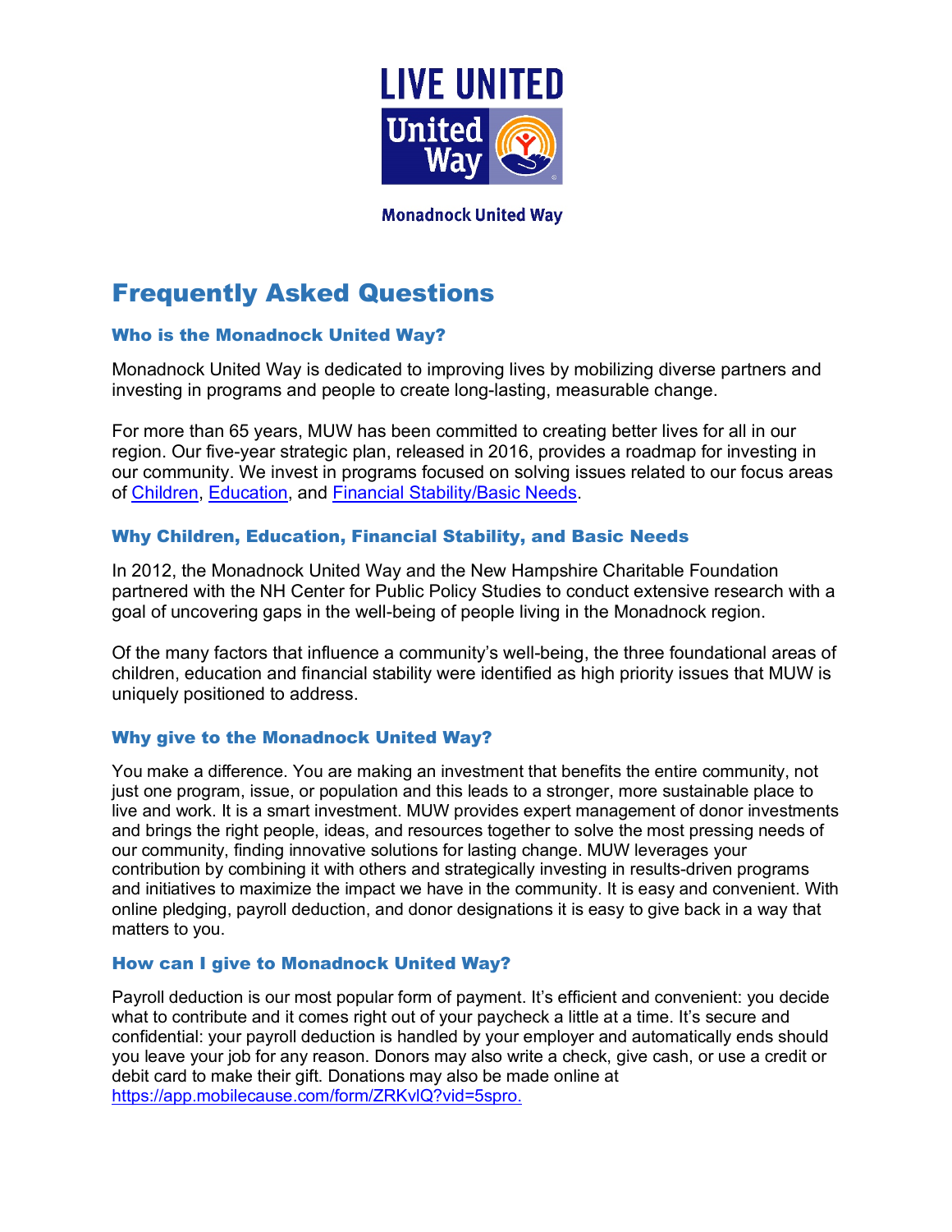**LIVE UNITED**

**United Way**

**Monadnock United Way**

# Frequently Asked Questions

### Who is the Monadnock United Way?

Monadnock United Way is dedicated to improving lives by mobilizing diverse partners and investing in programs and people to create long-lasting, measurable change.

For more than 65 years, MUW has been committed to creating better lives for all in our region. Our five-year strategic plan, released in 2016, provides a roadmap for investing in our community. We invest in programs focused on solving issues related to our focus areas of Children, Education, and Financial Stability/Basic Needs.

### Why Children, Education, Financial Stability, and Basic Needs

In 2012, the Monadnock United Way and the New Hampshire Charitable Foundation partnered with the NH Center for Public Policy Studies to conduct extensive research with a goal of uncovering gaps in the well-being of people living in the Monadnock region.

Of the many factors that influence a community's well-being, the three foundational areas of children, education and financial stability were identified as high priority issues that MUW is uniquely positioned to address.

### Why give to the Monadnock United Way?

You make a difference. You are making an investment that benefits the entire community, not just one program, issue, or population and this leads to a stronger, more sustainable place to live and work. It is a smart investment. MUW provides expert management of donor investments and brings the right people, ideas, and resources together to solve the most pressing needs of our community, finding innovative solutions for lasting change. MUW leverages your contribution by combining it with others and strategically investing in results-driven programs and initiatives to maximize the impact we have in the community. It is easy and convenient. With online pledging, payroll deduction, and donor designations it is easy to give back in a way that matters to you.

### How can I give to Monadnock United Way?

Payroll deduction is our most popular form of payment. It's efficient and convenient: you decide what to contribute and it comes right out of your paycheck a little at a time. It's secure and confidential: your payroll deduction is handled by your employer and automatically ends should you leave your job for any reason. Donors may also write a check, give cash, or use a credit or debit card to make their gift. Donations may also be made online at https://app.mobilecause.com/form/ZRKvlQ?vid=5spro.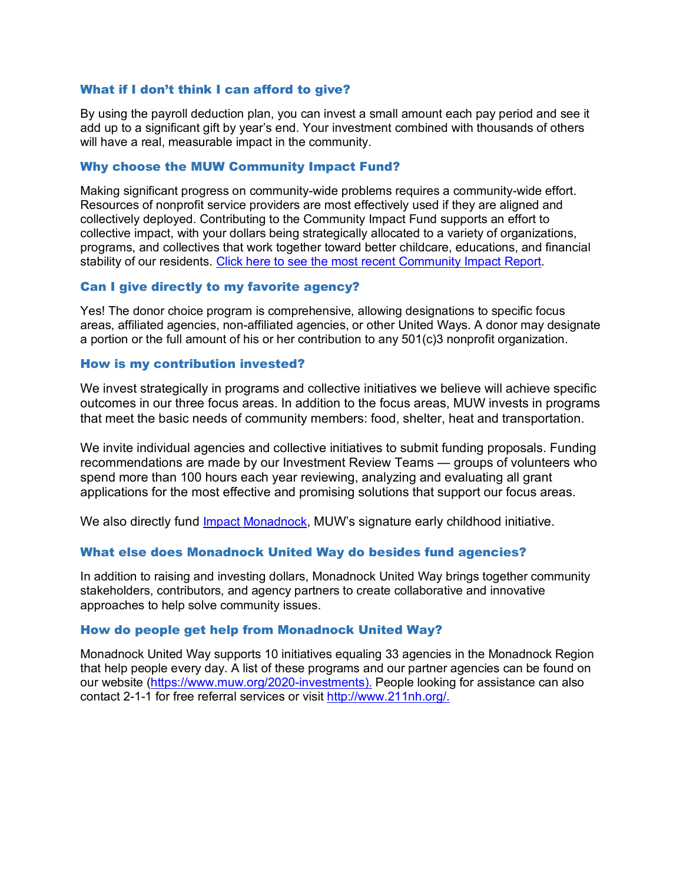### What if I don't think I can afford to give?

By using the payroll deduction plan, you can invest a small amount each pay period and see it add up to a significant gift by year's end. Your investment combined with thousands of others will have a real, measurable impact in the community.

### Why choose the MUW Community Impact Fund?

Making significant progress on community-wide problems requires a community-wide effort. Resources of nonprofit service providers are most effectively used if they are aligned and collectively deployed. Contributing to the Community Impact Fund supports an effort to collective impact, with your dollars being strategically allocated to a variety of organizations, programs, and collectives that work together toward better childcare, educations, and financial stability of our residents. Click here to see the most recent Community Impact Report.

### Can I give directly to my favorite agency?

Yes! The donor choice program is comprehensive, allowing designations to specific focus areas, affiliated agencies, non-affiliated agencies, or other United Ways. A donor may designate a portion or the full amount of his or her contribution to any 501(c)3 nonprofit organization.

### How is my contribution invested?

We invest strategically in programs and collective initiatives we believe will achieve specific outcomes in our three focus areas. In addition to the focus areas, MUW invests in programs that meet the basic needs of community members: food, shelter, heat and transportation.

We invite individual agencies and collective initiatives to submit funding proposals. Funding recommendations are made by our Investment Review Teams — groups of volunteers who spend more than 100 hours each year reviewing, analyzing and evaluating all grant applications for the most effective and promising solutions that support our focus areas.

We also directly fund Impact Monadnock, MUW's signature early childhood initiative.

### What else does Monadnock United Way do besides fund agencies?

In addition to raising and investing dollars, Monadnock United Way brings together community stakeholders, contributors, and agency partners to create collaborative and innovative approaches to help solve community issues.

### How do people get help from Monadnock United Way?

Monadnock United Way supports 10 initiatives equaling 33 agencies in the Monadnock Region that help people every day. A list of these programs and our partner agencies can be found on our website (https://www.muw.org/2020-investments). People looking for assistance can also contact 2-1-1 for free referral services or visit http://www.211nh.org/.